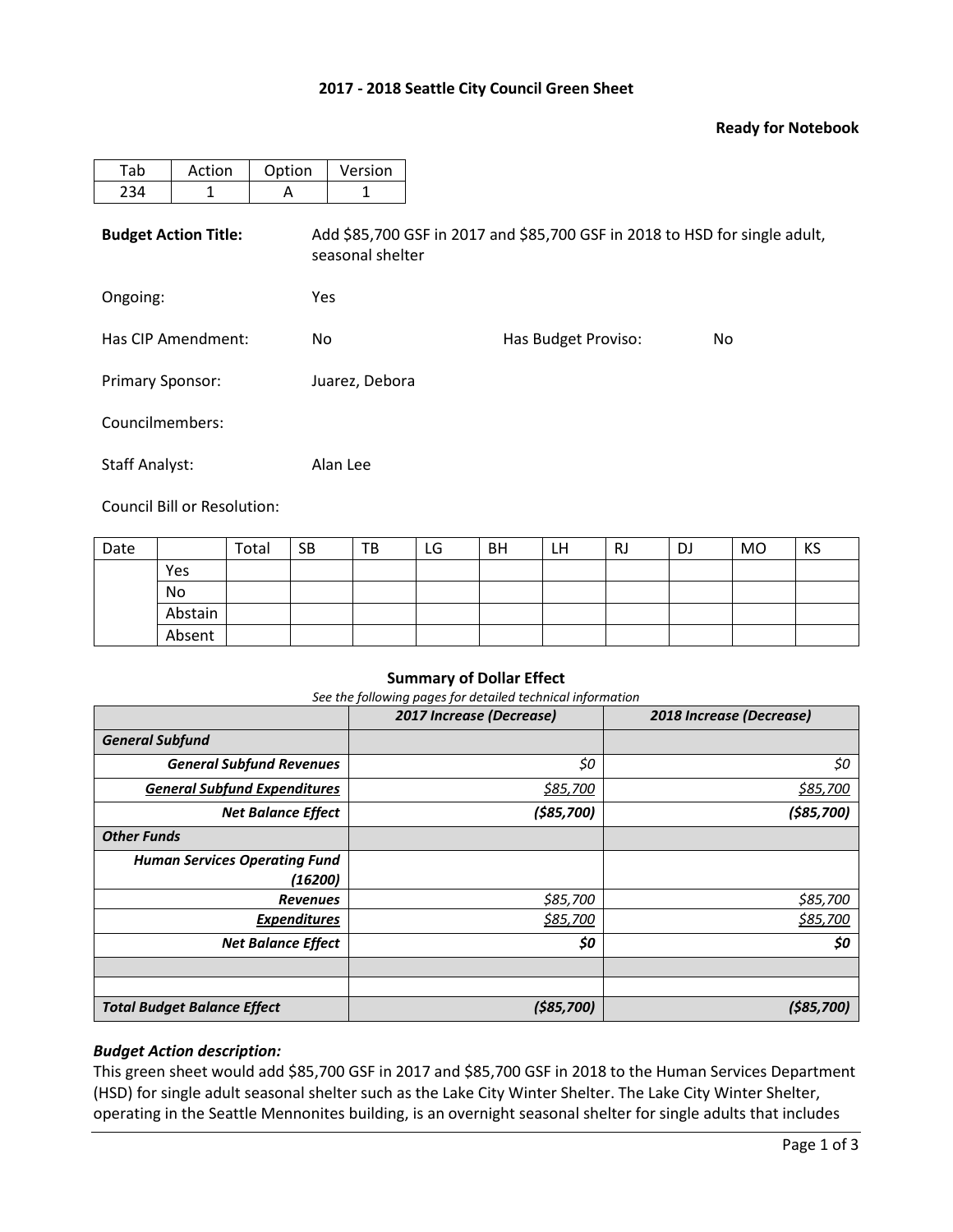**2017 - 2018 Seattle City Council Green Sheet**

**Ready for Notebook**

| Tab | Action | Option | Version |
|---|---|---|---|
| 234 | 1 | A | 1 |

**Budget Action Title:** Add $85,700 GSF in 2017 and $85,700 GSF in 2018 to HSD for single adult, seasonal shelter

Ongoing: Yes

Has CIP Amendment: No

Has Budget Proviso: No

Primary Sponsor: Juarez, Debora

Councilmembers:

Staff Analyst: Alan Lee

Council Bill or Resolution:

| Date | | Total | SB | TB | LG | BH | LH | RJ | DJ | MO | KS |
|---|---|---|---|---|---|---|---|---|---|---|---|
| | Yes | | | | | | | | | | |
| | No | | | | | | | | | | |
| | Abstain | | | | | | | | | | |
| | Absent | | | | | | | | | | |

**Summary of Dollar Effect**

*See the following pages for detailed technical information*

| | ***2017 Increase (Decrease)*** | ***2018 Increase (Decrease)*** |
|---|---|---|
| ***General Subfund*** | | |
| ***General Subfund Revenues*** | *$0* | *$0* |
| ***General Subfund Expenditures*** | *$85,700* | *$85,700* |
| ***Net Balance Effect*** | ***($85,700)*** | ***($85,700)*** |
| ***Other Funds*** | | |
| ***Human Services Operating Fund (16200)*** | | |
| ***Revenues*** | *$85,700* | *$85,700* |
| ***Expenditures*** | *$85,700* | *$85,700* |
| ***Net Balance Effect*** | ***$0*** | ***$0*** |
| | | |
| | | |
| ***Total Budget Balance Effect*** | ***($85,700)*** | ***($85,700)*** |

***Budget Action description:***

This green sheet would add $85,700 GSF in 2017 and $85,700 GSF in 2018 to the Human Services Department (HSD) for single adult seasonal shelter such as the Lake City Winter Shelter. The Lake City Winter Shelter, operating in the Seattle Mennonites building, is an overnight seasonal shelter for single adults that includes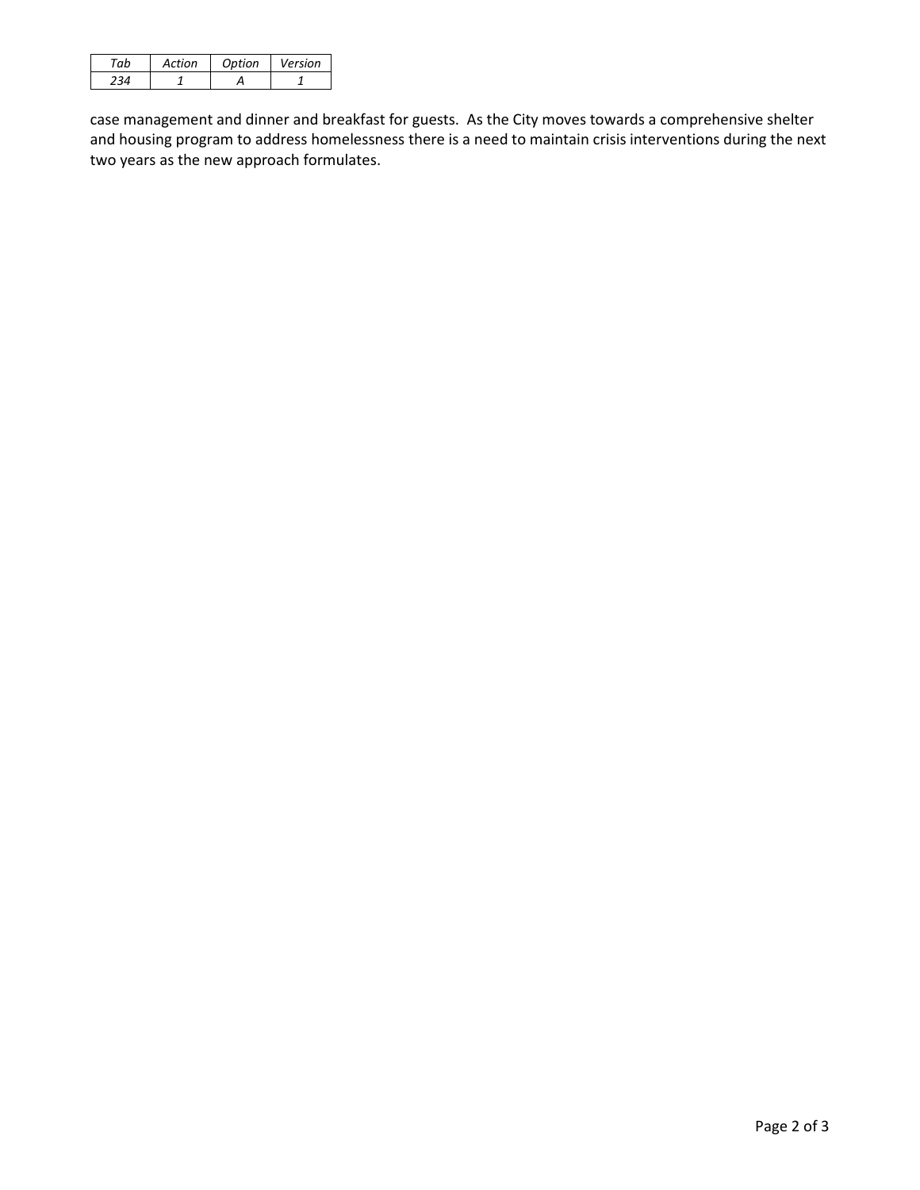| *Tab* | *Action* | *Option* | *Version* |
|---|---|---|---|
| *234* | *1* | *A* | *1* |

case management and dinner and breakfast for guests. As the City moves towards a comprehensive shelter and housing program to address homelessness there is a need to maintain crisis interventions during the next two years as the new approach formulates.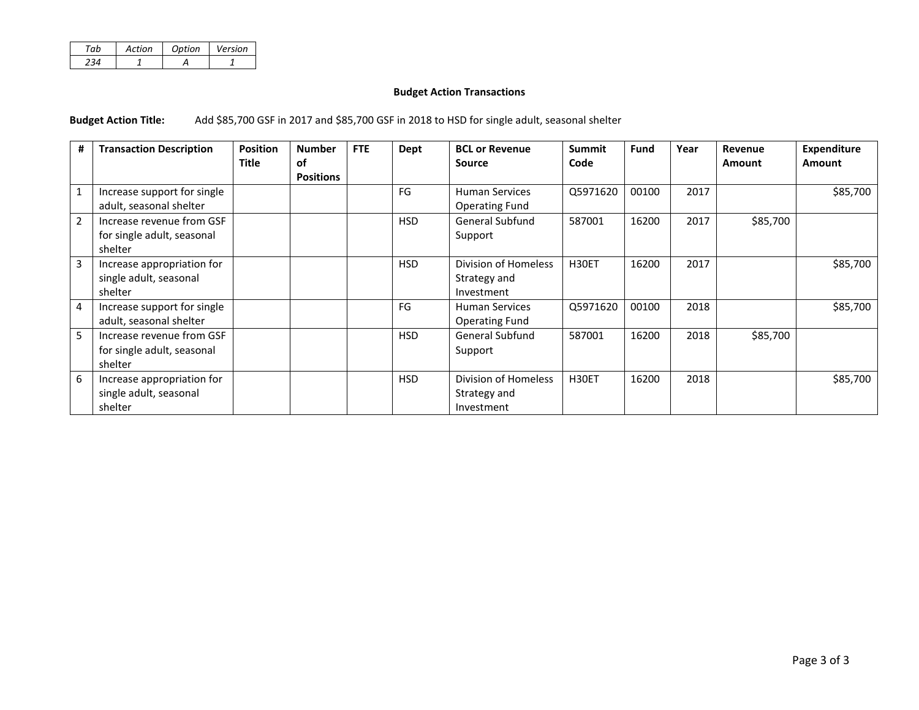| Tab | Action | Option | Version |
|---|---|---|---|
| 234 | 1 | A | 1 |

**Budget Action Transactions**

**Budget Action Title:** Add $85,700 GSF in 2017 and $85,700 GSF in 2018 to HSD for single adult, seasonal shelter

| # | Transaction Description | Position Title | Number of Positions | FTE | Dept | BCL or Revenue Source | Summit Code | Fund | Year | Revenue Amount | Expenditure Amount |
|---|---|---|---|---|---|---|---|---|---|---|---|
| 1 | Increase support for single adult, seasonal shelter | | | | FG | Human Services Operating Fund | Q5971620 | 00100 | 2017 | | $85,700 |
| 2 | Increase revenue from GSF for single adult, seasonal shelter | | | | HSD | General Subfund Support | 587001 | 16200 | 2017 | $85,700 | |
| 3 | Increase appropriation for single adult, seasonal shelter | | | | HSD | Division of Homeless Strategy and Investment | H30ET | 16200 | 2017 | | $85,700 |
| 4 | Increase support for single adult, seasonal shelter | | | | FG | Human Services Operating Fund | Q5971620 | 00100 | 2018 | | $85,700 |
| 5 | Increase revenue from GSF for single adult, seasonal shelter | | | | HSD | General Subfund Support | 587001 | 16200 | 2018 | $85,700 | |
| 6 | Increase appropriation for single adult, seasonal shelter | | | | HSD | Division of Homeless Strategy and Investment | H30ET | 16200 | 2018 | | $85,700 |